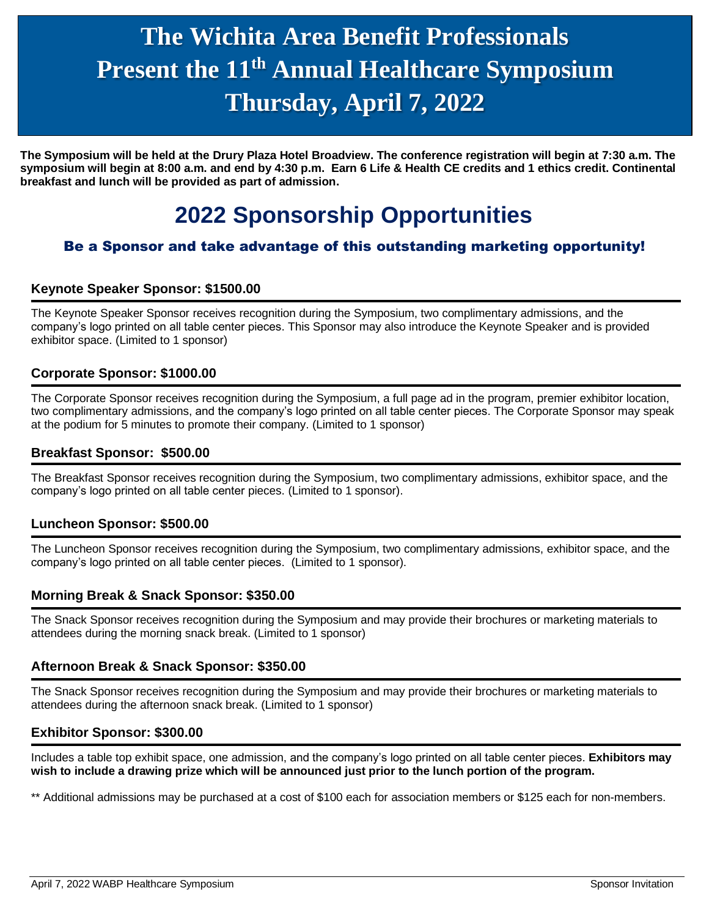# The Wichita Area Benefit Professionals Present the 11th Annual Healthcare Symposium Thursday, April 7, 2022

**The Symposium will be held at the Drury Plaza Hotel Broadview. The conference registration will begin at 7:30 a.m. The symposium will begin at 8:00 a.m. and end by 4:30 p.m. Earn 6 Life & Health CE credits and 1 ethics credit. Continental breakfast and lunch will be provided as part of admission.**

## 2022 Sponsorship Opportunities

### Be a Sponsor and take advantage of this outstanding marketing opportunity!

#### Keynote Speaker Sponsor: $1500.00

The Keynote Speaker Sponsor receives recognition during the Symposium, two complimentary admissions, and the company's logo printed on all table center pieces. This Sponsor may also introduce the Keynote Speaker and is provided exhibitor space. (Limited to 1 sponsor)

#### Corporate Sponsor: $1000.00

The Corporate Sponsor receives recognition during the Symposium, a full page ad in the program, premier exhibitor location, two complimentary admissions, and the company's logo printed on all table center pieces. The Corporate Sponsor may speak at the podium for 5 minutes to promote their company. (Limited to 1 sponsor)

#### Breakfast Sponsor: $500.00

The Breakfast Sponsor receives recognition during the Symposium, two complimentary admissions, exhibitor space, and the company's logo printed on all table center pieces. (Limited to 1 sponsor).

#### Luncheon Sponsor: $500.00

The Luncheon Sponsor receives recognition during the Symposium, two complimentary admissions, exhibitor space, and the company's logo printed on all table center pieces. (Limited to 1 sponsor).

#### Morning Break & Snack Sponsor: $350.00

The Snack Sponsor receives recognition during the Symposium and may provide their brochures or marketing materials to attendees during the morning snack break. (Limited to 1 sponsor)

#### Afternoon Break & Snack Sponsor: $350.00

The Snack Sponsor receives recognition during the Symposium and may provide their brochures or marketing materials to attendees during the afternoon snack break. (Limited to 1 sponsor)

#### Exhibitor Sponsor: $300.00

Includes a table top exhibit space, one admission, and the company's logo printed on all table center pieces. **Exhibitors may wish to include a drawing prize which will be announced just prior to the lunch portion of the program.**

** Additional admissions may be purchased at a cost of $100 each for association members or $125 each for non-members.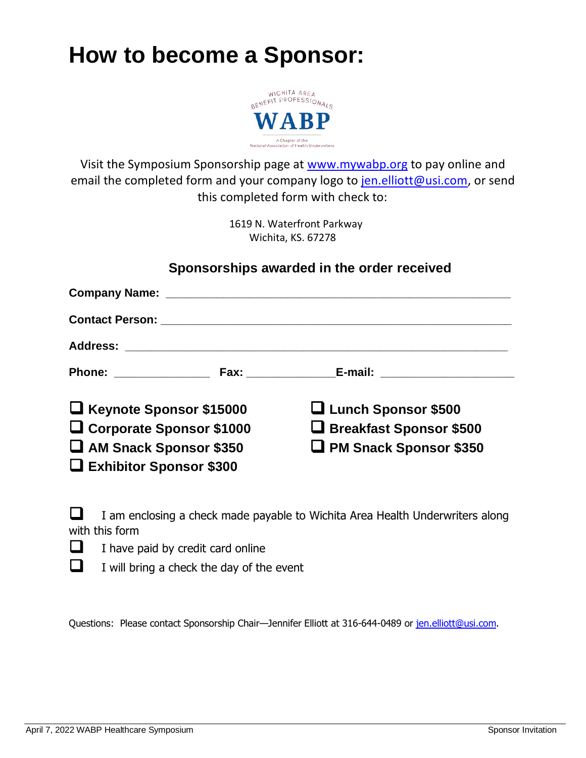# How to become a Sponsor:

WICHITA AREA BENEFIT PROFESSIONALS

WABP

A Chapter of the National Association of Health Underwriters

Visit the Symposium Sponsorship page at www.mywabp.org to pay online and email the completed form and your company logo to jen.elliott@usi.com, or send this completed form with check to:

1619 N. Waterfront Parkway
Wichita, KS. 67278

### Sponsorships awarded in the order received

**Company Name:** ______________________________________________

**Contact Person:** ______________________________________________

**Address:** ______________________________________________

**Phone:** _______________ **Fax:** ______________ **E-mail:** ____________________

- ❑ **Keynote Sponsor $15000**
- ❑ **Corporate Sponsor $1000**
- ❑ **AM Snack Sponsor $350**
- ❑ **Exhibitor Sponsor $300**
- ❑ **Lunch Sponsor $500**
- ❑ **Breakfast Sponsor $500**
- ❑ **PM Snack Sponsor $350**

❑ I am enclosing a check made payable to Wichita Area Health Underwriters along with this form

❑ I have paid by credit card online

❑ I will bring a check the day of the event

Questions: Please contact Sponsorship Chair—Jennifer Elliott at 316-644-0489 or jen.elliott@usi.com.